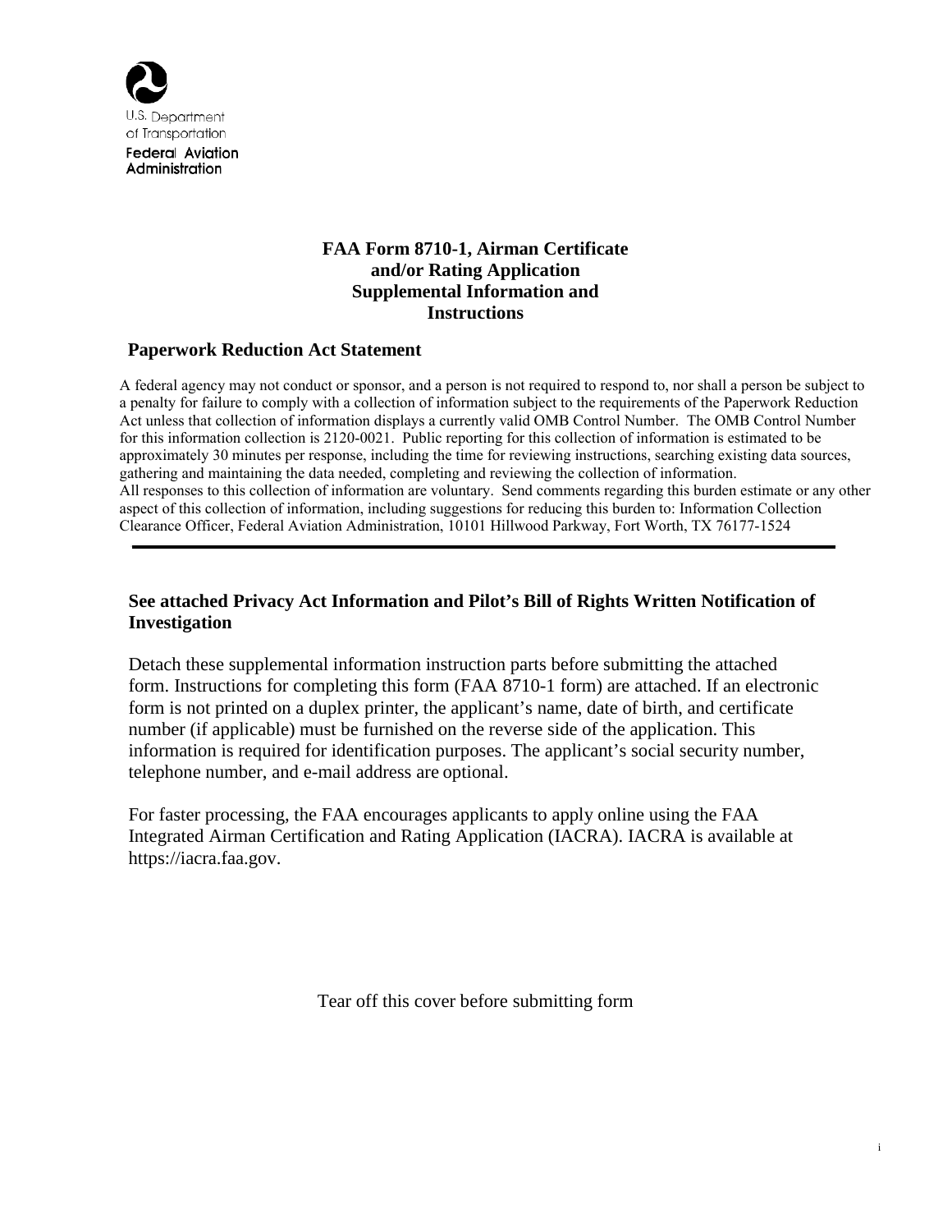U.S. Department of Transportation
**Federal Aviation Administration**

# FAA Form 8710-1, Airman Certificate and/or Rating Application Supplemental Information and Instructions

## Paperwork Reduction Act Statement

A federal agency may not conduct or sponsor, and a person is not required to respond to, nor shall a person be subject to a penalty for failure to comply with a collection of information subject to the requirements of the Paperwork Reduction Act unless that collection of information displays a currently valid OMB Control Number. The OMB Control Number for this information collection is 2120-0021. Public reporting for this collection of information is estimated to be approximately 30 minutes per response, including the time for reviewing instructions, searching existing data sources, gathering and maintaining the data needed, completing and reviewing the collection of information.
All responses to this collection of information are voluntary. Send comments regarding this burden estimate or any other aspect of this collection of information, including suggestions for reducing this burden to: Information Collection Clearance Officer, Federal Aviation Administration, 10101 Hillwood Parkway, Fort Worth, TX 76177-1524

---

**See attached Privacy Act Information and Pilot's Bill of Rights Written Notification of Investigation**

Detach these supplemental information instruction parts before submitting the attached form. Instructions for completing this form (FAA 8710-1 form) are attached. If an electronic form is not printed on a duplex printer, the applicant's name, date of birth, and certificate number (if applicable) must be furnished on the reverse side of the application. This information is required for identification purposes. The applicant's social security number, telephone number, and e-mail address are optional.

For faster processing, the FAA encourages applicants to apply online using the FAA Integrated Airman Certification and Rating Application (IACRA). IACRA is available at https://iacra.faa.gov.

Tear off this cover before submitting form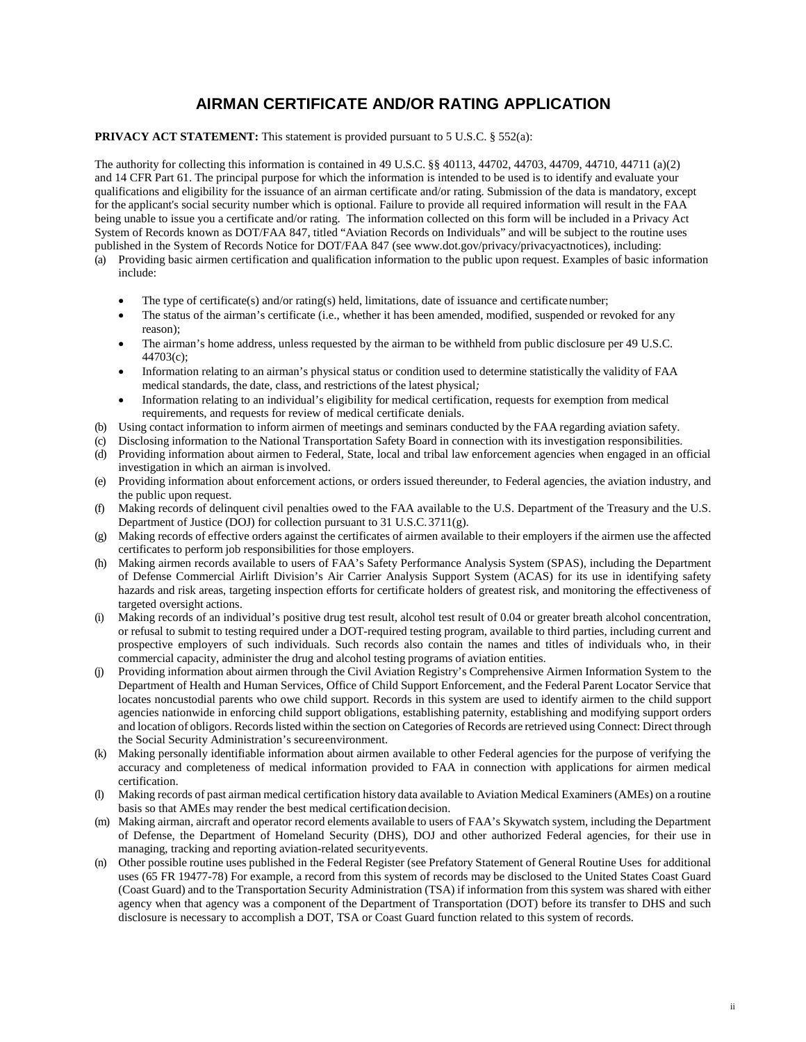# AIRMAN CERTIFICATE AND/OR RATING APPLICATION

**PRIVACY ACT STATEMENT:** This statement is provided pursuant to 5 U.S.C. § 552(a):

The authority for collecting this information is contained in 49 U.S.C. §§ 40113, 44702, 44703, 44709, 44710, 44711 (a)(2) and 14 CFR Part 61. The principal purpose for which the information is intended to be used is to identify and evaluate your qualifications and eligibility for the issuance of an airman certificate and/or rating. Submission of the data is mandatory, except for the applicant's social security number which is optional. Failure to provide all required information will result in the FAA being unable to issue you a certificate and/or rating. The information collected on this form will be included in a Privacy Act System of Records known as DOT/FAA 847, titled "Aviation Records on Individuals" and will be subject to the routine uses published in the System of Records Notice for DOT/FAA 847 (see www.dot.gov/privacy/privacyactnotices), including:

(a) Providing basic airmen certification and qualification information to the public upon request. Examples of basic information include:

- The type of certificate(s) and/or rating(s) held, limitations, date of issuance and certificate number;
- The status of the airman's certificate (i.e., whether it has been amended, modified, suspended or revoked for any reason);
- The airman's home address, unless requested by the airman to be withheld from public disclosure per 49 U.S.C. 44703(c);
- Information relating to an airman's physical status or condition used to determine statistically the validity of FAA medical standards, the date, class, and restrictions of the latest physical;
- Information relating to an individual's eligibility for medical certification, requests for exemption from medical requirements, and requests for review of medical certificate denials.

(b) Using contact information to inform airmen of meetings and seminars conducted by the FAA regarding aviation safety.

(c) Disclosing information to the National Transportation Safety Board in connection with its investigation responsibilities.

(d) Providing information about airmen to Federal, State, local and tribal law enforcement agencies when engaged in an official investigation in which an airman is involved.

(e) Providing information about enforcement actions, or orders issued thereunder, to Federal agencies, the aviation industry, and the public upon request.

(f) Making records of delinquent civil penalties owed to the FAA available to the U.S. Department of the Treasury and the U.S. Department of Justice (DOJ) for collection pursuant to 31 U.S.C. 3711(g).

(g) Making records of effective orders against the certificates of airmen available to their employers if the airmen use the affected certificates to perform job responsibilities for those employers.

(h) Making airmen records available to users of FAA's Safety Performance Analysis System (SPAS), including the Department of Defense Commercial Airlift Division's Air Carrier Analysis Support System (ACAS) for its use in identifying safety hazards and risk areas, targeting inspection efforts for certificate holders of greatest risk, and monitoring the effectiveness of targeted oversight actions.

(i) Making records of an individual's positive drug test result, alcohol test result of 0.04 or greater breath alcohol concentration, or refusal to submit to testing required under a DOT-required testing program, available to third parties, including current and prospective employers of such individuals. Such records also contain the names and titles of individuals who, in their commercial capacity, administer the drug and alcohol testing programs of aviation entities.

(j) Providing information about airmen through the Civil Aviation Registry's Comprehensive Airmen Information System to the Department of Health and Human Services, Office of Child Support Enforcement, and the Federal Parent Locator Service that locates noncustodial parents who owe child support. Records in this system are used to identify airmen to the child support agencies nationwide in enforcing child support obligations, establishing paternity, establishing and modifying support orders and location of obligors. Records listed within the section on Categories of Records are retrieved using Connect: Direct through the Social Security Administration's secure environment.

(k) Making personally identifiable information about airmen available to other Federal agencies for the purpose of verifying the accuracy and completeness of medical information provided to FAA in connection with applications for airmen medical certification.

(l) Making records of past airman medical certification history data available to Aviation Medical Examiners (AMEs) on a routine basis so that AMEs may render the best medical certification decision.

(m) Making airman, aircraft and operator record elements available to users of FAA's Skywatch system, including the Department of Defense, the Department of Homeland Security (DHS), DOJ and other authorized Federal agencies, for their use in managing, tracking and reporting aviation-related security events.

(n) Other possible routine uses published in the Federal Register (see Prefatory Statement of General Routine Uses for additional uses (65 FR 19477-78) For example, a record from this system of records may be disclosed to the United States Coast Guard (Coast Guard) and to the Transportation Security Administration (TSA) if information from this system was shared with either agency when that agency was a component of the Department of Transportation (DOT) before its transfer to DHS and such disclosure is necessary to accomplish a DOT, TSA or Coast Guard function related to this system of records.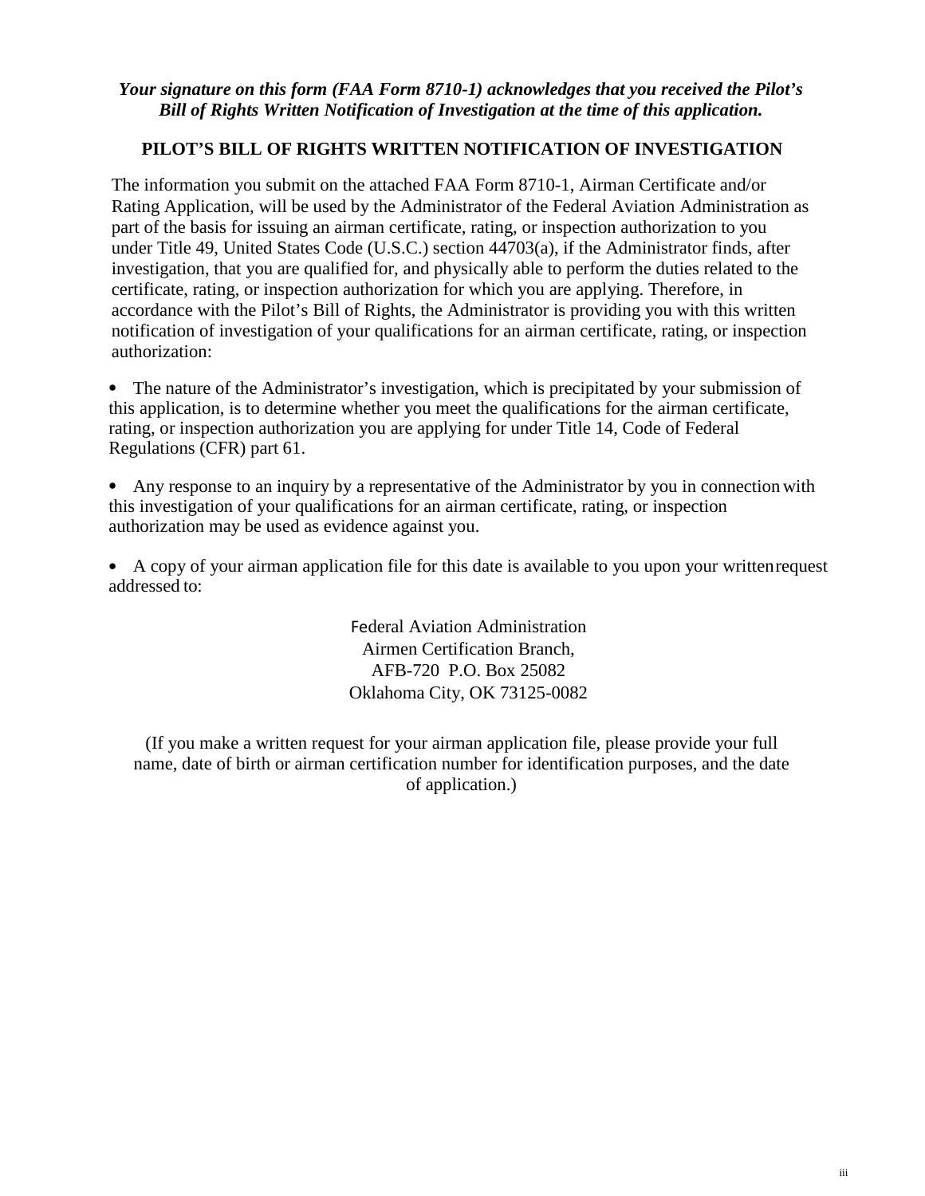***Your signature on this form (FAA Form 8710-1) acknowledges that you received the Pilot's Bill of Rights Written Notification of Investigation at the time of this application.***

## PILOT'S BILL OF RIGHTS WRITTEN NOTIFICATION OF INVESTIGATION

The information you submit on the attached FAA Form 8710-1, Airman Certificate and/or Rating Application, will be used by the Administrator of the Federal Aviation Administration as part of the basis for issuing an airman certificate, rating, or inspection authorization to you under Title 49, United States Code (U.S.C.) section 44703(a), if the Administrator finds, after investigation, that you are qualified for, and physically able to perform the duties related to the certificate, rating, or inspection authorization for which you are applying. Therefore, in accordance with the Pilot's Bill of Rights, the Administrator is providing you with this written notification of investigation of your qualifications for an airman certificate, rating, or inspection authorization:

- The nature of the Administrator's investigation, which is precipitated by your submission of this application, is to determine whether you meet the qualifications for the airman certificate, rating, or inspection authorization you are applying for under Title 14, Code of Federal Regulations (CFR) part 61.

- Any response to an inquiry by a representative of the Administrator by you in connection with this investigation of your qualifications for an airman certificate, rating, or inspection authorization may be used as evidence against you.

- A copy of your airman application file for this date is available to you upon your written request addressed to:

Federal Aviation Administration
Airmen Certification Branch,
AFB-720 P.O. Box 25082
Oklahoma City, OK 73125-0082

(If you make a written request for your airman application file, please provide your full name, date of birth or airman certification number for identification purposes, and the date of application.)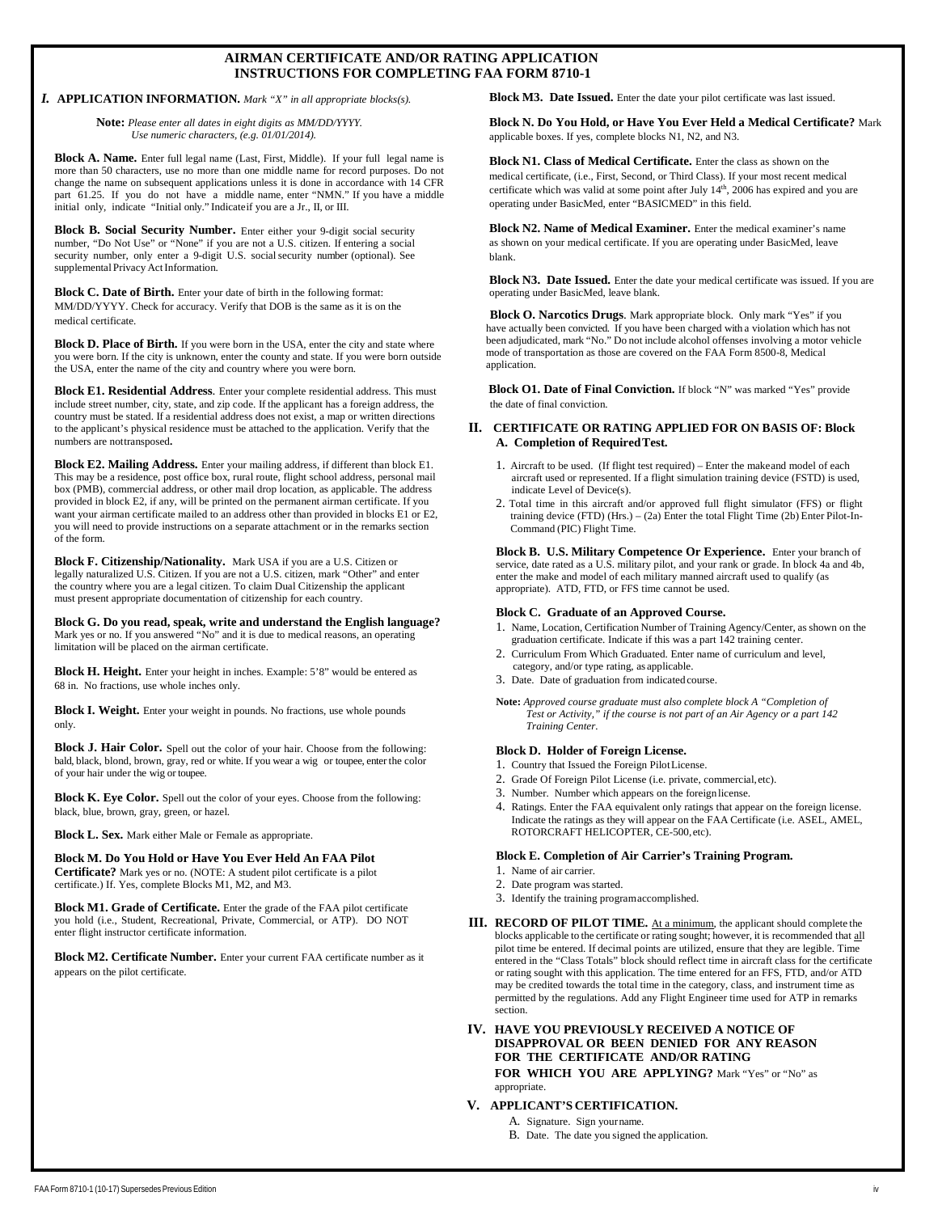# AIRMAN CERTIFICATE AND/OR RATING APPLICATION INSTRUCTIONS FOR COMPLETING FAA FORM 8710-1

## I. APPLICATION INFORMATION. *Mark "X" in all appropriate blocks(s).*

**Note:** *Please enter all dates in eight digits as MM/DD/YYYY. Use numeric characters, (e.g. 01/01/2014).*

**Block A. Name.** Enter full legal name (Last, First, Middle). If your full legal name is more than 50 characters, use no more than one middle name for record purposes. Do not change the name on subsequent applications unless it is done in accordance with 14 CFR part 61.25. If you do not have a middle name, enter "NMN." If you have a middle initial only, indicate "Initial only." Indicate if you are a Jr., II, or III.

**Block B. Social Security Number.** Enter either your 9-digit social security number, "Do Not Use" or "None" if you are not a U.S. citizen. If entering a social security number, only enter a 9-digit U.S. social security number (optional). See supplemental Privacy Act Information.

**Block C. Date of Birth.** Enter your date of birth in the following format: MM/DD/YYYY. Check for accuracy. Verify that DOB is the same as it is on the medical certificate.

**Block D. Place of Birth.** If you were born in the USA, enter the city and state where you were born. If the city is unknown, enter the county and state. If you were born outside the USA, enter the name of the city and country where you were born.

**Block E1. Residential Address**. Enter your complete residential address. This must include street number, city, state, and zip code. If the applicant has a foreign address, the country must be stated. If a residential address does not exist, a map or written directions to the applicant's physical residence must be attached to the application. Verify that the numbers are not transposed.

**Block E2. Mailing Address.** Enter your mailing address, if different than block E1. This may be a residence, post office box, rural route, flight school address, personal mail box (PMB), commercial address, or other mail drop location, as applicable. The address provided in block E2, if any, will be printed on the permanent airman certificate. If you want your airman certificate mailed to an address other than provided in blocks E1 or E2, you will need to provide instructions on a separate attachment or in the remarks section of the form.

**Block F. Citizenship/Nationality.** Mark USA if you are a U.S. Citizen or legally naturalized U.S. Citizen. If you are not a U.S. citizen, mark "Other" and enter the country where you are a legal citizen. To claim Dual Citizenship the applicant must present appropriate documentation of citizenship for each country.

**Block G. Do you read, speak, write and understand the English language?** Mark yes or no. If you answered "No" and it is due to medical reasons, an operating limitation will be placed on the airman certificate.

**Block H. Height.** Enter your height in inches. Example: 5'8" would be entered as 68 in. No fractions, use whole inches only.

**Block I. Weight.** Enter your weight in pounds. No fractions, use whole pounds only.

**Block J. Hair Color.** Spell out the color of your hair. Choose from the following: bald, black, blond, brown, gray, red or white. If you wear a wig or toupee, enter the color of your hair under the wig or toupee.

**Block K. Eye Color.** Spell out the color of your eyes. Choose from the following: black, blue, brown, gray, green, or hazel.

**Block L. Sex.** Mark either Male or Female as appropriate.

**Block M. Do You Hold or Have You Ever Held An FAA Pilot Certificate?** Mark yes or no. (NOTE: A student pilot certificate is a pilot certificate.) If. Yes, complete Blocks M1, M2, and M3.

**Block M1. Grade of Certificate.** Enter the grade of the FAA pilot certificate you hold (i.e., Student, Recreational, Private, Commercial, or ATP). DO NOT enter flight instructor certificate information.

**Block M2. Certificate Number.** Enter your current FAA certificate number as it appears on the pilot certificate.

**Block M3. Date Issued.** Enter the date your pilot certificate was last issued.

**Block N. Do You Hold, or Have You Ever Held a Medical Certificate?** Mark applicable boxes. If yes, complete blocks N1, N2, and N3.

**Block N1. Class of Medical Certificate.** Enter the class as shown on the medical certificate, (i.e., First, Second, or Third Class). If your most recent medical certificate which was valid at some point after July 14th, 2006 has expired and you are operating under BasicMed, enter "BASICMED" in this field.

**Block N2. Name of Medical Examiner.** Enter the medical examiner's name as shown on your medical certificate. If you are operating under BasicMed, leave blank.

**Block N3. Date Issued.** Enter the date your medical certificate was issued. If you are operating under BasicMed, leave blank.

**Block O. Narcotics Drugs**. Mark appropriate block. Only mark "Yes" if you have actually been convicted. If you have been charged with a violation which has not been adjudicated, mark "No." Do not include alcohol offenses involving a motor vehicle mode of transportation as those are covered on the FAA Form 8500-8, Medical application.

**Block O1. Date of Final Conviction.** If block "N" was marked "Yes" provide the date of final conviction.

## II. CERTIFICATE OR RATING APPLIED FOR ON BASIS OF: Block A. Completion of Required Test.

1. Aircraft to be used. (If flight test required) – Enter the make and model of each aircraft used or represented. If a flight simulation training device (FSTD) is used, indicate Level of Device(s).
2. Total time in this aircraft and/or approved full flight simulator (FFS) or flight training device (FTD) (Hrs.) – (2a) Enter the total Flight Time (2b) Enter Pilot-In-Command (PIC) Flight Time.

**Block B. U.S. Military Competence Or Experience.** Enter your branch of service, date rated as a U.S. military pilot, and your rank or grade. In block 4a and 4b, enter the make and model of each military manned aircraft used to qualify (as appropriate). ATD, FTD, or FFS time cannot be used.

**Block C. Graduate of an Approved Course.**

1. Name, Location, Certification Number of Training Agency/Center, as shown on the graduation certificate. Indicate if this was a part 142 training center.
2. Curriculum From Which Graduated. Enter name of curriculum and level, category, and/or type rating, as applicable.
3. Date. Date of graduation from indicated course.

**Note:** *Approved course graduate must also complete block A "Completion of Test or Activity," if the course is not part of an Air Agency or a part 142 Training Center.*

**Block D. Holder of Foreign License.**

1. Country that Issued the Foreign Pilot License.
2. Grade Of Foreign Pilot License (i.e. private, commercial, etc).
3. Number. Number which appears on the foreign license.
4. Ratings. Enter the FAA equivalent only ratings that appear on the foreign license. Indicate the ratings as they will appear on the FAA Certificate (i.e. ASEL, AMEL, ROTORCRAFT HELICOPTER, CE-500, etc).

**Block E. Completion of Air Carrier's Training Program.**

1. Name of air carrier.
2. Date program was started.
3. Identify the training program accomplished.

## III. RECORD OF PILOT TIME.

At a minimum, the applicant should complete the blocks applicable to the certificate or rating sought; however, it is recommended that all pilot time be entered. If decimal points are utilized, ensure that they are legible. Time entered in the "Class Totals" block should reflect time in aircraft class for the certificate or rating sought with this application. The time entered for an FFS, FTD, and/or ATD may be credited towards the total time in the category, class, and instrument time as permitted by the regulations. Add any Flight Engineer time used for ATP in remarks section.

## IV. HAVE YOU PREVIOUSLY RECEIVED A NOTICE OF DISAPPROVAL OR BEEN DENIED FOR ANY REASON FOR THE CERTIFICATE AND/OR RATING FOR WHICH YOU ARE APPLYING?

Mark "Yes" or "No" as appropriate.

## V. APPLICANT'S CERTIFICATION.

A. Signature. Sign your name.

B. Date. The date you signed the application.

FAA Form 8710-1 (10-17) Supersedes Previous Edition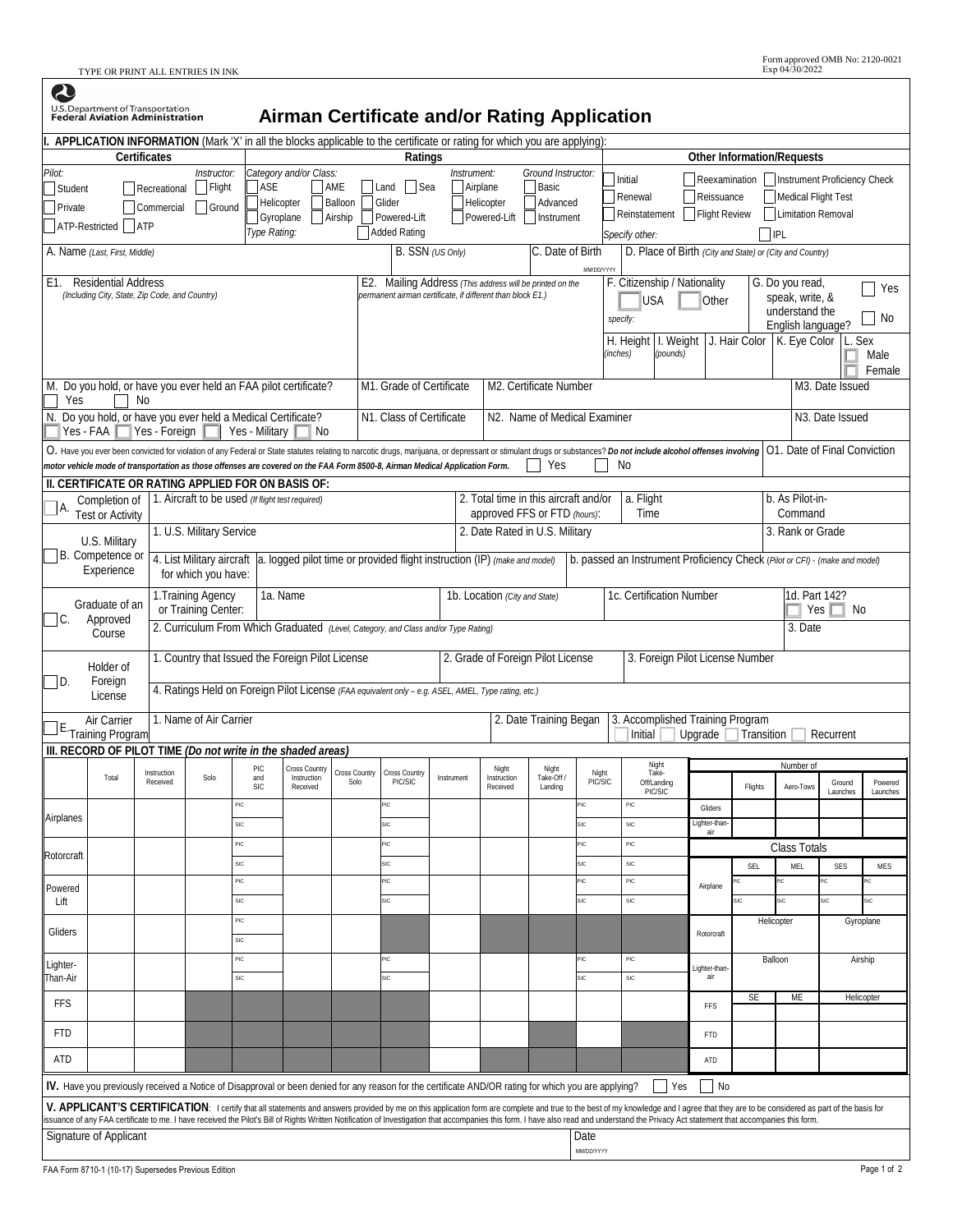TYPE OR PRINT ALL ENTRIES IN INK

Form approved OMB No: 2120-0021
Exp 04/30/2022

U.S. Department of Transportation
Federal Aviation Administration

# Airman Certificate and/or Rating Application

## I. APPLICATION INFORMATION (Mark 'X' in all the blocks applicable to the certificate or rating for which you are applying):

| Certificates | Ratings | Other Information/Requests |
|---|---|---|
| *Pilot:* ☐ Student ☐ Recreational ☐ Private ☐ Commercial ☐ ATP-Restricted ☐ ATP *Instructor:* ☐ Flight ☐ Ground | *Category and/or Class:* ☐ ASE ☐ AME ☐ Land ☐ Sea ☐ Helicopter ☐ Balloon ☐ Glider ☐ Gyroplane ☐ Airship ☐ Powered-Lift *Type Rating:* ☐ Added Rating *Instrument:* ☐ Airplane ☐ Helicopter ☐ Powered-Lift *Ground Instructor:* ☐ Basic ☐ Advanced ☐ Instrument | ☐ Initial ☐ Reexamination ☐ Instrument Proficiency Check ☐ Renewal ☐ Reissuance ☐ Medical Flight Test ☐ Reinstatement ☐ Flight Review ☐ Limitation Removal *Specify other:* ☐ IPL |

A. Name *(Last, First, Middle)* | B. SSN *(US Only)* | C. Date of Birth (MM/DD/YYYY) | D. Place of Birth *(City and State) or (City and Country)*

E1. Residential Address *(Including City, State, Zip Code, and Country)*

E2. Mailing Address *(This address will be printed on the permanent airman certificate, if different than block E1.)*

F. Citizenship / Nationality ☐ USA ☐ Other *specify:*

G. Do you read, speak, write, & understand the English language? ☐ Yes ☐ No

H. Height *(inches)* | I. Weight *(pounds)* | J. Hair Color | K. Eye Color | L. Sex ☐ Male ☐ Female

M. Do you hold, or have you ever held an FAA pilot certificate? ☐ Yes ☐ No | M1. Grade of Certificate | M2. Certificate Number | M3. Date Issued

N. Do you hold, or have you ever held a Medical Certificate? ☐ Yes - FAA ☐ Yes - Foreign ☐ Yes - Military ☐ No | N1. Class of Certificate | N2. Name of Medical Examiner | N3. Date Issued

O. Have you ever been convicted for violation of any Federal or State statutes relating to narcotic drugs, marijuana, or depressant or stimulant drugs or substances? ***Do not include alcohol offenses involving motor vehicle mode of transportation as those offenses are covered on the FAA Form 8500-8, Airman Medical Application Form.*** ☐ Yes ☐ No | O1. Date of Final Conviction

## II. CERTIFICATE OR RATING APPLIED FOR ON BASIS OF:

☐ **A. Completion of Test or Activity**
1. Aircraft to be used *(If flight test required)* | 2. Total time in this aircraft and/or approved FFS or FTD *(hours)*: | a. Flight Time | b. As Pilot-in-Command

☐ **B. U.S. Military Competence or Experience**
1. U.S. Military Service | 2. Date Rated in U.S. Military | 3. Rank or Grade
4. List Military aircraft for which you have: | a. logged pilot time or provided flight instruction (IP) *(make and model)* | b. passed an Instrument Proficiency Check *(Pilot or CFI) - (make and model)*

☐ **C. Graduate of an Approved Course**
1. Training Agency or Training Center: | 1a. Name | 1b. Location *(City and State)* | 1c. Certification Number | 1d. Part 142? ☐ Yes ☐ No
2. Curriculum From Which Graduated *(Level, Category, and Class and/or Type Rating)* | 3. Date

☐ **D. Holder of Foreign License**
1. Country that Issued the Foreign Pilot License | 2. Grade of Foreign Pilot License | 3. Foreign Pilot License Number
4. Ratings Held on Foreign Pilot License *(FAA equivalent only – e.g. ASEL, AMEL, Type rating, etc.)*

☐ **E. Air Carrier Training Program**
1. Name of Air Carrier | 2. Date Training Began | 3. Accomplished Training Program ☐ Initial ☐ Upgrade ☐ Transition ☐ Recurrent

## III. RECORD OF PILOT TIME *(Do not write in the shaded areas)*

| | Total | Instruction Received | Solo | PIC and SIC | Cross Country Instruction Received | Cross Country Solo | Cross Country PIC/SIC | Instrument | Night Instruction Received | Night Take-Off / Landing | Night PIC/SIC | Night Take-Off/Landing PIC/SIC |
|---|---|---|---|---|---|---|---|---|---|---|---|---|
| Airplanes | | | | PIC / SIC | | | PIC / SIC | | | | PIC / SIC | PIC / SIC |
| Rotorcraft | | | | PIC / SIC | | | PIC / SIC | | | | PIC / SIC | PIC / SIC |
| Powered Lift | | | | PIC / SIC | | | PIC / SIC | | | | PIC / SIC | PIC / SIC |
| Gliders | | | | PIC / SIC | | | | | | | | |
| Lighter-Than-Air | | | | PIC / SIC | | | PIC / SIC | | | | PIC / SIC | PIC / SIC |
| FFS | | | | | | | | | | | | |
| FTD | | | | | | | | | | | | |
| ATD | | | | | | | | | | | | |

| Number of | Flights | Aero-Tows | Ground Launches | Powered Launches |
|---|---|---|---|---|
| Gliders | | | | |
| Lighter-than-air | | | | |

| Class Totals | SEL | MEL | SES | MES |
|---|---|---|---|---|
| Airplane | PIC / SIC | PIC / SIC | PIC / SIC | PIC / SIC |

| Class Totals | Helicopter | | Gyroplane | |
|---|---|---|---|---|
| Rotorcraft | | | | |
| | **Balloon** | | **Airship** | |
| Lighter-than-air | | | | |
| | **SE** | **ME** | **Helicopter** | |
| FFS | | | | |
| FTD | | | | |
| ATD | | | | |

**IV.** Have you previously received a Notice of Disapproval or been denied for any reason for the certificate AND/OR rating for which you are applying? ☐ Yes ☐ No

**V. APPLICANT'S CERTIFICATION**: I certify that all statements and answers provided by me on this application form are complete and true to the best of my knowledge and I agree that they are to be considered as part of the basis for issuance of any FAA certificate to me. I have received the Pilot's Bill of Rights Written Notification of Investigation that accompanies this form. I have also read and understand the Privacy Act statement that accompanies this form.

Signature of Applicant | Date (MM/DD/YYYY)

FAA Form 8710-1 (10-17) Supersedes Previous Edition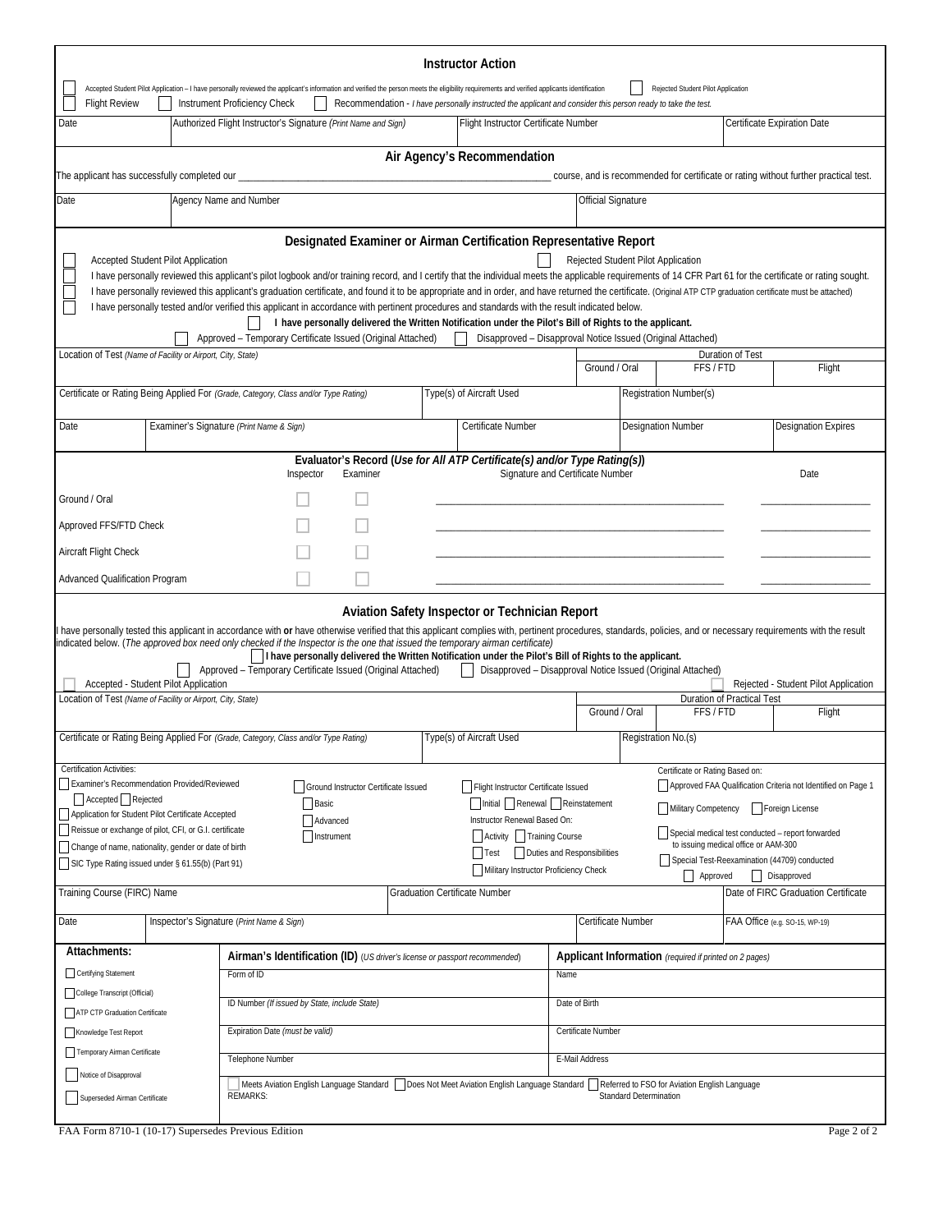## Instructor Action

☐ Accepted Student Pilot Application – I have personally reviewed the applicant's information and verified the person meets the eligibility requirements and verified applicants identification ☐ Rejected Student Pilot Application

☐ Flight Review ☐ Instrument Proficiency Check ☐ Recommendation - *I have personally instructed the applicant and consider this person ready to take the test.*

| Date | Authorized Flight Instructor's Signature *(Print Name and Sign)* | Flight Instructor Certificate Number | Certificate Expiration Date |
|---|---|---|---|
| | | | |

## Air Agency's Recommendation

The applicant has successfully completed our ______________________________ course, and is recommended for certificate or rating without further practical test.

| Date | Agency Name and Number | Official Signature |
|---|---|---|
| | | |

## Designated Examiner or Airman Certification Representative Report

☐ Accepted Student Pilot Application ☐ Rejected Student Pilot Application

☐ I have personally reviewed this applicant's pilot logbook and/or training record, and I certify that the individual meets the applicable requirements of 14 CFR Part 61 for the certificate or rating sought.

☐ I have personally reviewed this applicant's graduation certificate, and found it to be appropriate and in order, and have returned the certificate. (Original ATP CTP graduation certificate must be attached)

☐ I have personally tested and/or verified this applicant in accordance with pertinent procedures and standards with the result indicated below.

☐ **I have personally delivered the Written Notification under the Pilot's Bill of Rights to the applicant.**

☐ Approved – Temporary Certificate Issued (Original Attached) ☐ Disapproved – Disapproval Notice Issued (Original Attached)

| Location of Test *(Name of Facility or Airport, City, State)* | Duration of Test: Ground / Oral | FFS / FTD | Flight |
|---|---|---|---|
| | | | |

| Certificate or Rating Being Applied For *(Grade, Category, Class and/or Type Rating)* | Type(s) of Aircraft Used | Registration Number(s) |
|---|---|---|
| | | |

| Date | Examiner's Signature *(Print Name & Sign)* | Certificate Number | Designation Number | Designation Expires |
|---|---|---|---|---|
| | | | | |

## Evaluator's Record (*Use for All ATP Certificate(s) and/or Type Rating(s)*)

| | Inspector | Examiner | Signature and Certificate Number | Date |
|---|---|---|---|---|
| Ground / Oral | ☐ | ☐ | | |
| Approved FFS/FTD Check | ☐ | ☐ | | |
| Aircraft Flight Check | ☐ | ☐ | | |
| Advanced Qualification Program | ☐ | ☐ | | |

## Aviation Safety Inspector or Technician Report

I have personally tested this applicant in accordance with **or** have otherwise verified that this applicant complies with, pertinent procedures, standards, policies, and or necessary requirements with the result indicated below. (*The approved box need only checked if the Inspector is the one that issued the temporary airman certificate)*

☐ **I have personally delivered the Written Notification under the Pilot's Bill of Rights to the applicant.**

☐ Approved – Temporary Certificate Issued (Original Attached) ☐ Disapproved – Disapproval Notice Issued (Original Attached)

☐ Accepted - Student Pilot Application ☐ Rejected - Student Pilot Application

| Location of Test *(Name of Facility or Airport, City, State)* | Duration of Practical Test: Ground / Oral | FFS / FTD | Flight |
|---|---|---|---|
| | | | |

| Certificate or Rating Being Applied For *(Grade, Category, Class and/or Type Rating)* | Type(s) of Aircraft Used | Registration No.(s) |
|---|---|---|
| | | |

Certification Activities:

- ☐ Examiner's Recommendation Provided/Reviewed
  - ☐ Accepted ☐ Rejected
- ☐ Application for Student Pilot Certificate Accepted
- ☐ Reissue or exchange of pilot, CFI, or G.I. certificate
- ☐ Change of name, nationality, gender or date of birth
- ☐ SIC Type Rating issued under § 61.55(b) (Part 91)

☐ Ground Instructor Certificate Issued
- ☐ Basic
- ☐ Advanced
- ☐ Instrument

☐ Flight Instructor Certificate Issued
- ☐ Initial ☐ Renewal ☐ Reinstatement

Instructor Renewal Based On:
- ☐ Activity ☐ Training Course
- ☐ Test ☐ Duties and Responsibilities
- ☐ Military Instructor Proficiency Check

Certificate or Rating Based on:
- ☐ Approved FAA Qualification Criteria not Identified on Page 1
- ☐ Military Competency ☐ Foreign License
- ☐ Special medical test conducted – report forwarded to issuing medical office or AAM-300
- ☐ Special Test-Reexamination (44709) conducted
  - ☐ Approved ☐ Disapproved

| Training Course (FIRC) Name | Graduation Certificate Number | Date of FIRC Graduation Certificate |
|---|---|---|
| | | |

| Date | Inspector's Signature *(Print Name & Sign)* | Certificate Number | FAA Office (e.g. SO-15, WP-19) |
|---|---|---|---|
| | | | |

| **Attachments:** | **Airman's Identification (ID)** *(US driver's license or passport recommended)* | **Applicant Information** *(required if printed on 2 pages)* |
|---|---|---|
| ☐ Certifying Statement | Form of ID | Name |
| ☐ College Transcript (Official) | | |
| ☐ ATP CTP Graduation Certificate | ID Number *(If issued by State, include State)* | Date of Birth |
| ☐ Knowledge Test Report | Expiration Date *(must be valid)* | Certificate Number |
| ☐ Temporary Airman Certificate | Telephone Number | E-Mail Address |
| ☐ Notice of Disapproval | ☐ Meets Aviation English Language Standard ☐ Does Not Meet Aviation English Language Standard ☐ Referred to FSO for Aviation English Language Standard Determination | |
| ☐ Superseded Airman Certificate | REMARKS: | |

FAA Form 8710-1 (10-17) Supersedes Previous Edition